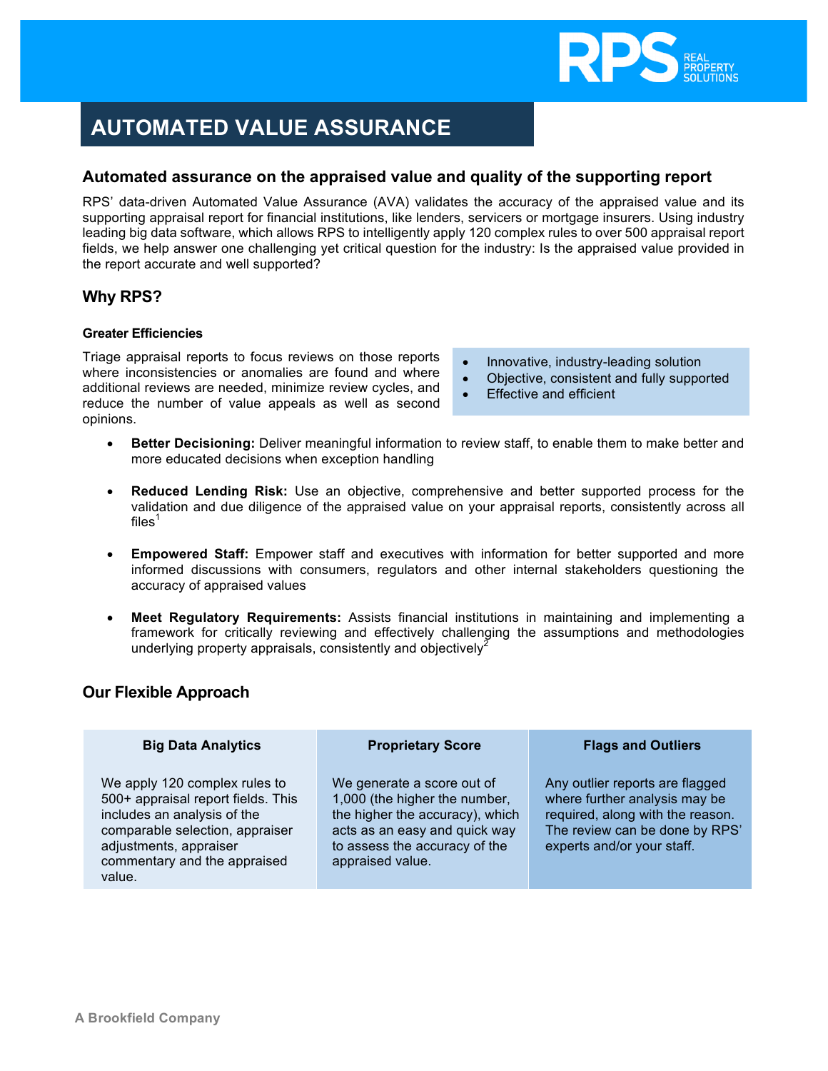RPS REAL PROPERTY SOLUTIONS

# AUTOMATED VALUE ASSURANCE

## Automated assurance on the appraised value and quality of the supporting report

RPS' data-driven Automated Value Assurance (AVA) validates the accuracy of the appraised value and its supporting appraisal report for financial institutions, like lenders, servicers or mortgage insurers. Using industry leading big data software, which allows RPS to intelligently apply 120 complex rules to over 500 appraisal report fields, we help answer one challenging yet critical question for the industry: Is the appraised value provided in the report accurate and well supported?

## Why RPS?

- Innovative, industry-leading solution
- Objective, consistent and fully supported
- Effective and efficient

#### Greater Efficiencies

Triage appraisal reports to focus reviews on those reports where inconsistencies or anomalies are found and where additional reviews are needed, minimize review cycles, and reduce the number of value appeals as well as second opinions.

- **Better Decisioning:** Deliver meaningful information to review staff, to enable them to make better and more educated decisions when exception handling
- **Reduced Lending Risk:** Use an objective, comprehensive and better supported process for the validation and due diligence of the appraised value on your appraisal reports, consistently across all files[1]
- **Empowered Staff:** Empower staff and executives with information for better supported and more informed discussions with consumers, regulators and other internal stakeholders questioning the accuracy of appraised values
- **Meet Regulatory Requirements:** Assists financial institutions in maintaining and implementing a framework for critically reviewing and effectively challenging the assumptions and methodologies underlying property appraisals, consistently and objectively[2]

## Our Flexible Approach

| Big Data Analytics | Proprietary Score | Flags and Outliers |
| --- | --- | --- |
| We apply 120 complex rules to 500+ appraisal report fields. This includes an analysis of the comparable selection, appraiser adjustments, appraiser commentary and the appraised value. | We generate a score out of 1,000 (the higher the number, the higher the accuracy), which acts as an easy and quick way to assess the accuracy of the appraised value. | Any outlier reports are flagged where further analysis may be required, along with the reason. The review can be done by RPS' experts and/or your staff. |

A Brookfield Company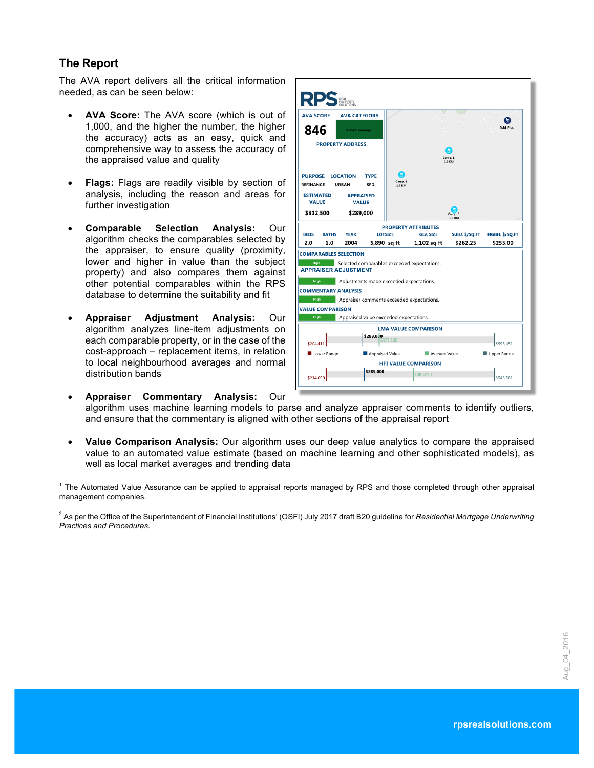## The Report

The AVA report delivers all the critical information needed, as can be seen below:

- **AVA Score:** The AVA score (which is out of 1,000, and the higher the number, the higher the accuracy) acts as an easy, quick and comprehensive way to assess the accuracy of the appraised value and quality
- **Flags:** Flags are readily visible by section of analysis, including the reason and areas for further investigation
- **Comparable Selection Analysis:** Our algorithm checks the comparables selected by the appraiser, to ensure quality (proximity, lower and higher in value than the subject property) and also compares them against other potential comparables within the RPS database to determine the suitability and fit
- **Appraiser Adjustment Analysis:** Our algorithm analyzes line-item adjustments on each comparable property, or in the case of the cost-approach – replacement items, in relation to local neighbourhood averages and normal distribution bands
- **Appraiser Commentary Analysis:** Our algorithm uses machine learning models to parse and analyze appraiser comments to identify outliers, and ensure that the commentary is aligned with other sections of the appraisal report
- **Value Comparison Analysis:** Our algorithm uses our deep value analytics to compare the appraised value to an automated value estimate (based on machine learning and other sophisticated models), as well as local market averages and trending data

RPS REAL PROPERTY SOLUTIONS

AVA SCORE: 846

AVA CATEGORY: Above Average

PROPERTY ADDRESS

| PURPOSE | LOCATION | TYPE |
|---|---|---|
| REFINANCE | URBAN | SFD |

| ESTIMATED VALUE | APPRAISED VALUE |
|---|---|
| $312,500 | $289,000 |

Subj. Prop
Comp. 1 0.9 KM
Comp. 2 1.7 KM
Comp. 3 1.5 KM

PROPERTY ATTRIBUTES

| BEDS | BATHS | YEAR | LOTSIZE | GLA SIZE | SUBJ. $/SQ.FT | NGBH. $/SQ.FT |
|---|---|---|---|---|---|---|
| 2.0 | 1.0 | 2004 | 5,890 sq ft | 1,102 sq ft | $262.25 | $255.00 |

COMPARABLES SELECTION
High — Selected comparables exceeded expectations.

APPRAISER ADJUSTMENT
High — Adjustments made exceeded expectations.

COMMENTARY ANALYSIS
High — Appraiser comments exceeded expectations.

VALUE COMPARISON
High — Appraised value exceeded expectations.

LMA VALUE COMPARISON
$204,411 — $289,000 — $327,100 — $595,451
Lower Range — Appraised Value — Average Value — Upper Range

HPI VALUE COMPARISON
$214,099 — $289,000 — $386,090 — $545,581

[1] The Automated Value Assurance can be applied to appraisal reports managed by RPS and those completed through other appraisal management companies.

[2] As per the Office of the Superintendent of Financial Institutions' (OSFI) July 2017 draft B20 guideline for *Residential Mortgage Underwriting Practices and Procedures*.